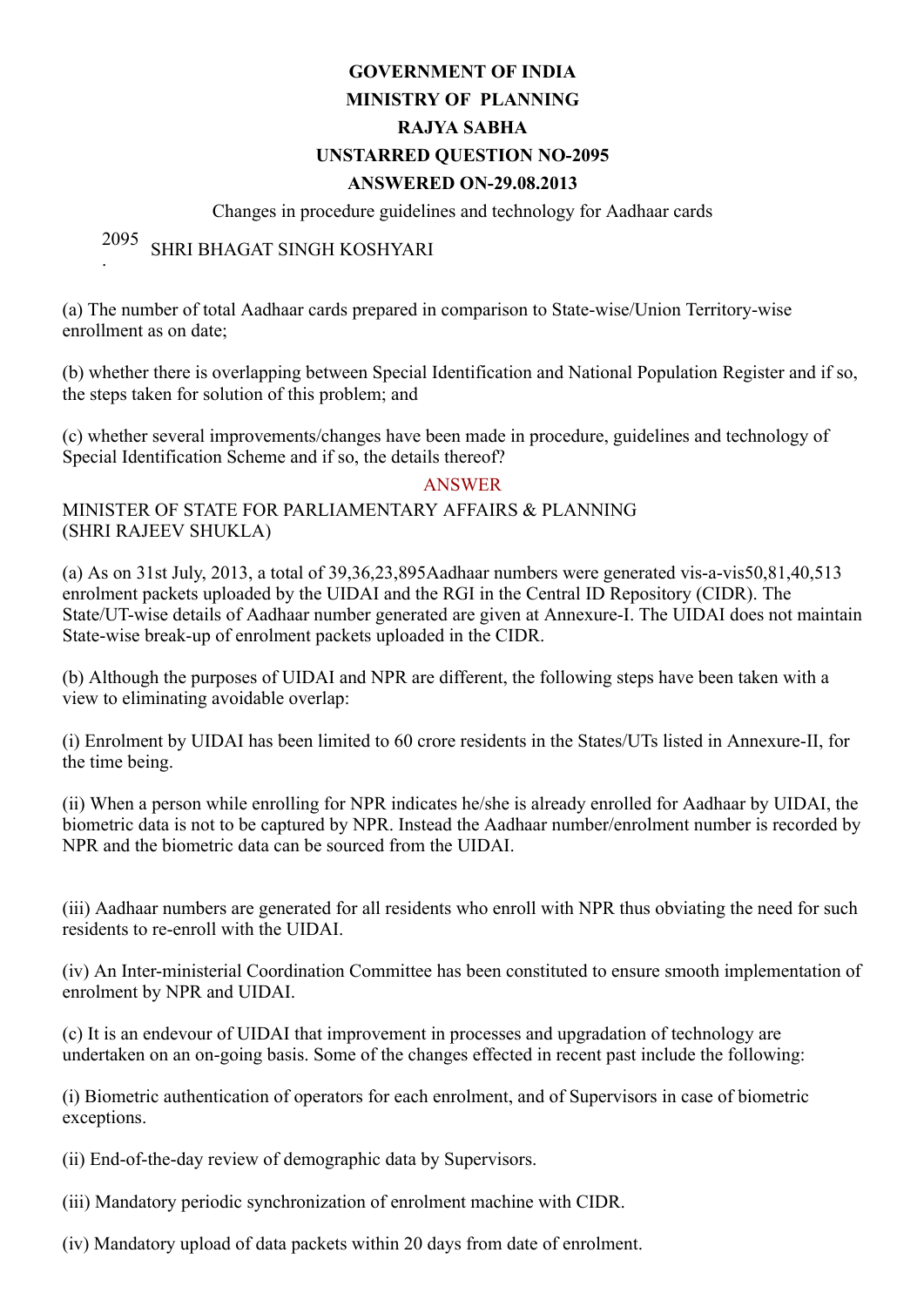**GOVERNMENT OF INDIA**

**MINISTRY OF PLANNING**

**RAJYA SABHA**

**UNSTARRED QUESTION NO-2095**

**ANSWERED ON-29.08.2013**

Changes in procedure guidelines and technology for Aadhaar cards

2095 . SHRI BHAGAT SINGH KOSHYARI

(a) The number of total Aadhaar cards prepared in comparison to State-wise/Union Territory-wise enrollment as on date;

(b) whether there is overlapping between Special Identification and National Population Register and if so, the steps taken for solution of this problem; and

(c) whether several improvements/changes have been made in procedure, guidelines and technology of Special Identification Scheme and if so, the details thereof?

ANSWER

MINISTER OF STATE FOR PARLIAMENTARY AFFAIRS & PLANNING
(SHRI RAJEEV SHUKLA)

(a) As on 31st July, 2013, a total of 39,36,23,895Aadhaar numbers were generated vis-a-vis50,81,40,513 enrolment packets uploaded by the UIDAI and the RGI in the Central ID Repository (CIDR). The State/UT-wise details of Aadhaar number generated are given at Annexure-I. The UIDAI does not maintain State-wise break-up of enrolment packets uploaded in the CIDR.

(b) Although the purposes of UIDAI and NPR are different, the following steps have been taken with a view to eliminating avoidable overlap:

(i) Enrolment by UIDAI has been limited to 60 crore residents in the States/UTs listed in Annexure-II, for the time being.

(ii) When a person while enrolling for NPR indicates he/she is already enrolled for Aadhaar by UIDAI, the biometric data is not to be captured by NPR. Instead the Aadhaar number/enrolment number is recorded by NPR and the biometric data can be sourced from the UIDAI.

(iii) Aadhaar numbers are generated for all residents who enroll with NPR thus obviating the need for such residents to re-enroll with the UIDAI.

(iv) An Inter-ministerial Coordination Committee has been constituted to ensure smooth implementation of enrolment by NPR and UIDAI.

(c) It is an endevour of UIDAI that improvement in processes and upgradation of technology are undertaken on an on-going basis. Some of the changes effected in recent past include the following:

(i) Biometric authentication of operators for each enrolment, and of Supervisors in case of biometric exceptions.

(ii) End-of-the-day review of demographic data by Supervisors.

(iii) Mandatory periodic synchronization of enrolment machine with CIDR.

(iv) Mandatory upload of data packets within 20 days from date of enrolment.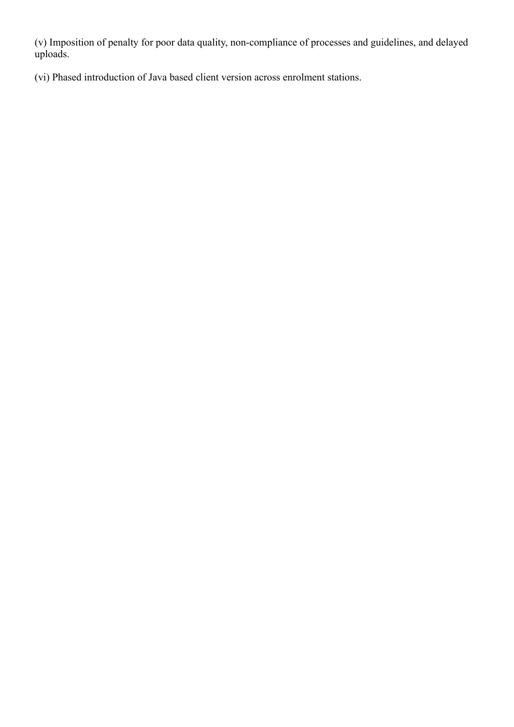(v) Imposition of penalty for poor data quality, non-compliance of processes and guidelines, and delayed uploads.

(vi) Phased introduction of Java based client version across enrolment stations.